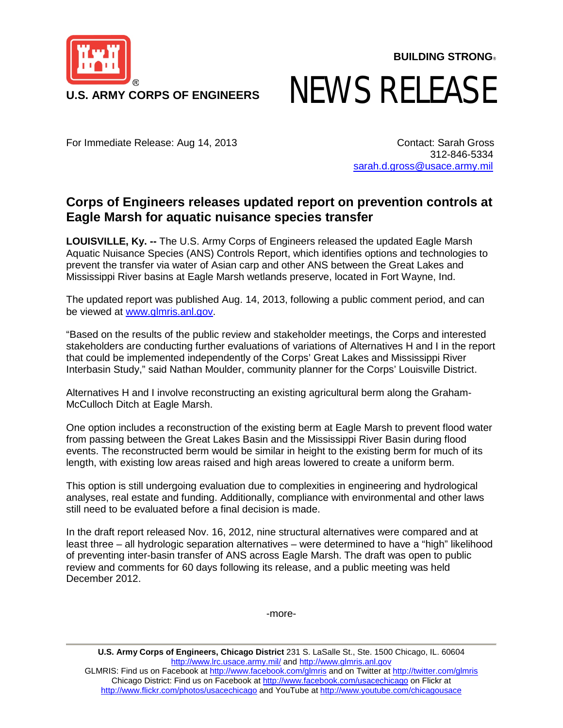U.S. ARMY CORPS OF ENGINEERS

BUILDING STRONG®

# NEWS RELEASE

For Immediate Release: Aug 14, 2013

Contact: Sarah Gross
312-846-5334
sarah.d.gross@usace.army.mil

## Corps of Engineers releases updated report on prevention controls at Eagle Marsh for aquatic nuisance species transfer

**LOUISVILLE, Ky. --** The U.S. Army Corps of Engineers released the updated Eagle Marsh Aquatic Nuisance Species (ANS) Controls Report, which identifies options and technologies to prevent the transfer via water of Asian carp and other ANS between the Great Lakes and Mississippi River basins at Eagle Marsh wetlands preserve, located in Fort Wayne, Ind.

The updated report was published Aug. 14, 2013, following a public comment period, and can be viewed at www.glmris.anl.gov.

"Based on the results of the public review and stakeholder meetings, the Corps and interested stakeholders are conducting further evaluations of variations of Alternatives H and I in the report that could be implemented independently of the Corps' Great Lakes and Mississippi River Interbasin Study," said Nathan Moulder, community planner for the Corps' Louisville District.

Alternatives H and I involve reconstructing an existing agricultural berm along the Graham-McCulloch Ditch at Eagle Marsh.

One option includes a reconstruction of the existing berm at Eagle Marsh to prevent flood water from passing between the Great Lakes Basin and the Mississippi River Basin during flood events. The reconstructed berm would be similar in height to the existing berm for much of its length, with existing low areas raised and high areas lowered to create a uniform berm.

This option is still undergoing evaluation due to complexities in engineering and hydrological analyses, real estate and funding. Additionally, compliance with environmental and other laws still need to be evaluated before a final decision is made.

In the draft report released Nov. 16, 2012, nine structural alternatives were compared and at least three – all hydrologic separation alternatives – were determined to have a "high" likelihood of preventing inter-basin transfer of ANS across Eagle Marsh. The draft was open to public review and comments for 60 days following its release, and a public meeting was held December 2012.

-more-

**U.S. Army Corps of Engineers, Chicago District** 231 S. LaSalle St., Ste. 1500 Chicago, IL. 60604
http://www.lrc.usace.army.mil/ and http://www.glmris.anl.gov
GLMRIS: Find us on Facebook at http://www.facebook.com/glmris and on Twitter at http://twitter.com/glmris
Chicago District: Find us on Facebook at http://www.facebook.com/usacechicago on Flickr at http://www.flickr.com/photos/usacechicago and YouTube at http://www.youtube.com/chicagousace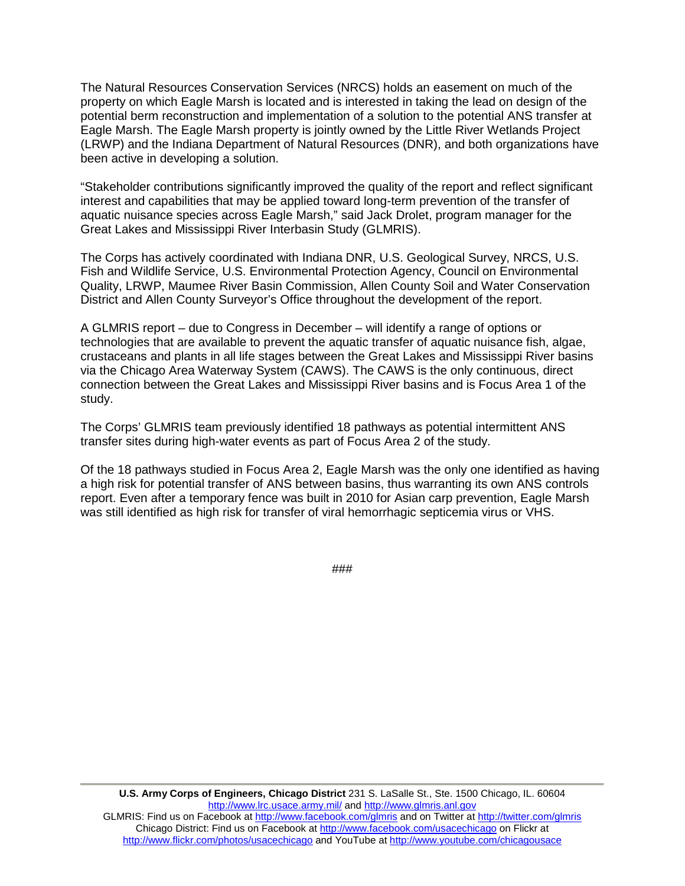The Natural Resources Conservation Services (NRCS) holds an easement on much of the property on which Eagle Marsh is located and is interested in taking the lead on design of the potential berm reconstruction and implementation of a solution to the potential ANS transfer at Eagle Marsh. The Eagle Marsh property is jointly owned by the Little River Wetlands Project (LRWP) and the Indiana Department of Natural Resources (DNR), and both organizations have been active in developing a solution.

"Stakeholder contributions significantly improved the quality of the report and reflect significant interest and capabilities that may be applied toward long-term prevention of the transfer of aquatic nuisance species across Eagle Marsh," said Jack Drolet, program manager for the Great Lakes and Mississippi River Interbasin Study (GLMRIS).

The Corps has actively coordinated with Indiana DNR, U.S. Geological Survey, NRCS, U.S. Fish and Wildlife Service, U.S. Environmental Protection Agency, Council on Environmental Quality, LRWP, Maumee River Basin Commission, Allen County Soil and Water Conservation District and Allen County Surveyor's Office throughout the development of the report.

A GLMRIS report – due to Congress in December – will identify a range of options or technologies that are available to prevent the aquatic transfer of aquatic nuisance fish, algae, crustaceans and plants in all life stages between the Great Lakes and Mississippi River basins via the Chicago Area Waterway System (CAWS). The CAWS is the only continuous, direct connection between the Great Lakes and Mississippi River basins and is Focus Area 1 of the study.

The Corps' GLMRIS team previously identified 18 pathways as potential intermittent ANS transfer sites during high-water events as part of Focus Area 2 of the study.

Of the 18 pathways studied in Focus Area 2, Eagle Marsh was the only one identified as having a high risk for potential transfer of ANS between basins, thus warranting its own ANS controls report. Even after a temporary fence was built in 2010 for Asian carp prevention, Eagle Marsh was still identified as high risk for transfer of viral hemorrhagic septicemia virus or VHS.

###

**U.S. Army Corps of Engineers, Chicago District** 231 S. LaSalle St., Ste. 1500 Chicago, IL. 60604
http://www.lrc.usace.army.mil/ and http://www.glmris.anl.gov
GLMRIS: Find us on Facebook at http://www.facebook.com/glmris and on Twitter at http://twitter.com/glmris
Chicago District: Find us on Facebook at http://www.facebook.com/usacechicago on Flickr at http://www.flickr.com/photos/usacechicago and YouTube at http://www.youtube.com/chicagousace